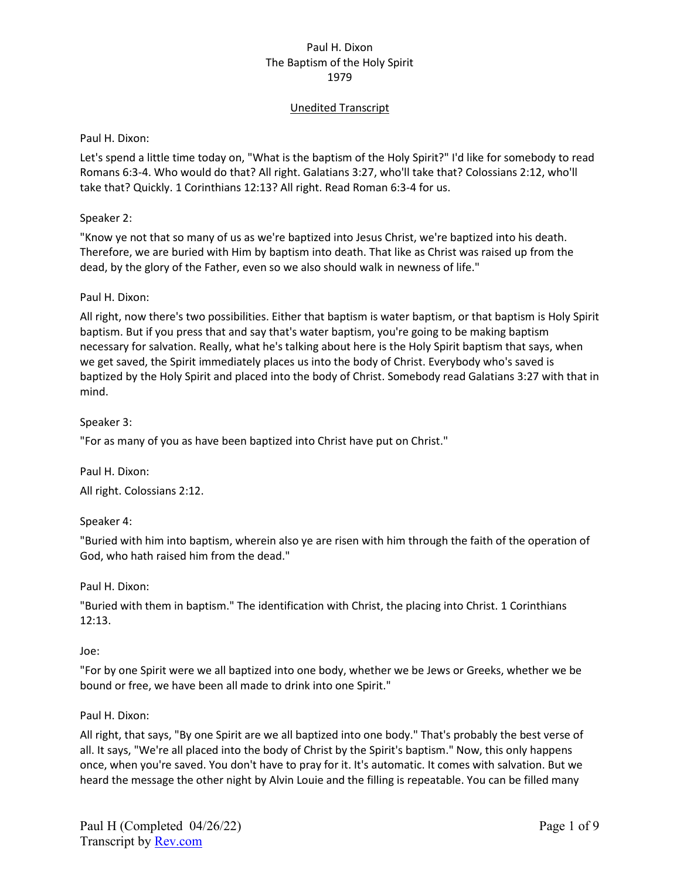Paul H. Dixon
The Baptism of the Holy Spirit
1979

Unedited Transcript

Paul H. Dixon:

Let's spend a little time today on, "What is the baptism of the Holy Spirit?" I'd like for somebody to read Romans 6:3-4. Who would do that? All right. Galatians 3:27, who'll take that? Colossians 2:12, who'll take that? Quickly. 1 Corinthians 12:13? All right. Read Roman 6:3-4 for us.

Speaker 2:

"Know ye not that so many of us as we're baptized into Jesus Christ, we're baptized into his death. Therefore, we are buried with Him by baptism into death. That like as Christ was raised up from the dead, by the glory of the Father, even so we also should walk in newness of life."

Paul H. Dixon:

All right, now there's two possibilities. Either that baptism is water baptism, or that baptism is Holy Spirit baptism. But if you press that and say that's water baptism, you're going to be making baptism necessary for salvation. Really, what he's talking about here is the Holy Spirit baptism that says, when we get saved, the Spirit immediately places us into the body of Christ. Everybody who's saved is baptized by the Holy Spirit and placed into the body of Christ. Somebody read Galatians 3:27 with that in mind.

Speaker 3:

"For as many of you as have been baptized into Christ have put on Christ."

Paul H. Dixon:

All right. Colossians 2:12.

Speaker 4:

"Buried with him into baptism, wherein also ye are risen with him through the faith of the operation of God, who hath raised him from the dead."

Paul H. Dixon:

"Buried with them in baptism." The identification with Christ, the placing into Christ. 1 Corinthians 12:13.

Joe:

"For by one Spirit were we all baptized into one body, whether we be Jews or Greeks, whether we be bound or free, we have been all made to drink into one Spirit."

Paul H. Dixon:

All right, that says, "By one Spirit are we all baptized into one body." That's probably the best verse of all. It says, "We're all placed into the body of Christ by the Spirit's baptism." Now, this only happens once, when you're saved. You don't have to pray for it. It's automatic. It comes with salvation. But we heard the message the other night by Alvin Louie and the filling is repeatable. You can be filled many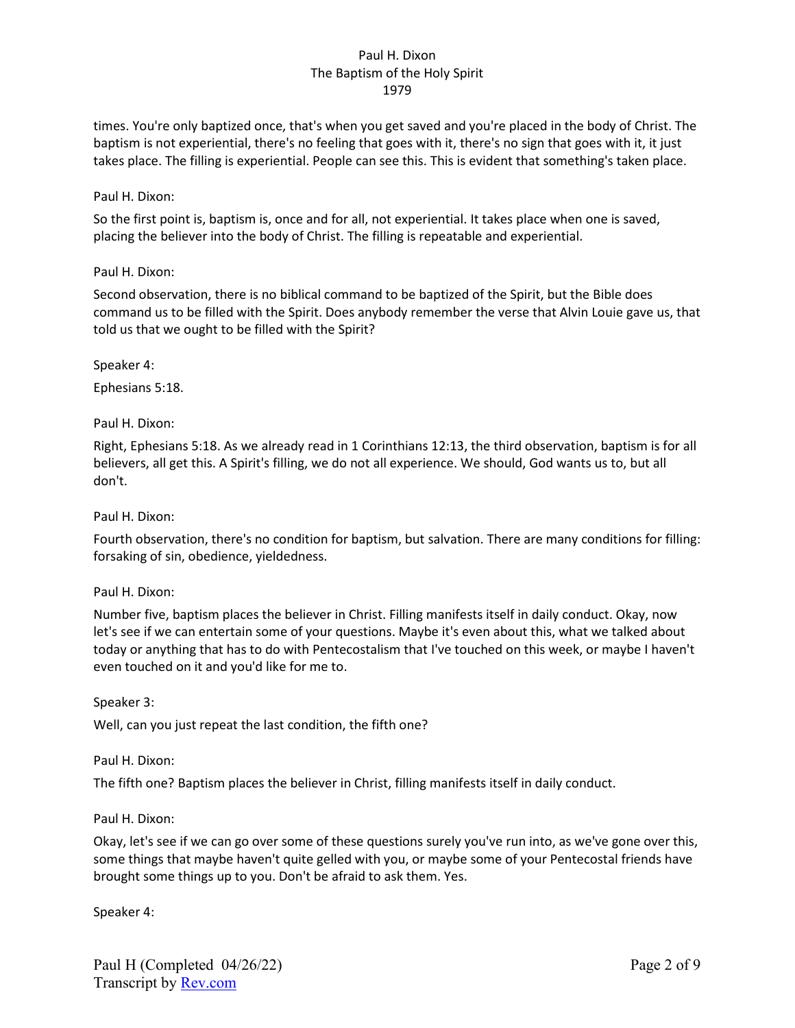times. You're only baptized once, that's when you get saved and you're placed in the body of Christ. The baptism is not experiential, there's no feeling that goes with it, there's no sign that goes with it, it just takes place. The filling is experiential. People can see this. This is evident that something's taken place.

Paul H. Dixon:

So the first point is, baptism is, once and for all, not experiential. It takes place when one is saved, placing the believer into the body of Christ. The filling is repeatable and experiential.

Paul H. Dixon:

Second observation, there is no biblical command to be baptized of the Spirit, but the Bible does command us to be filled with the Spirit. Does anybody remember the verse that Alvin Louie gave us, that told us that we ought to be filled with the Spirit?

Speaker 4:

Ephesians 5:18.

Paul H. Dixon:

Right, Ephesians 5:18. As we already read in 1 Corinthians 12:13, the third observation, baptism is for all believers, all get this. A Spirit's filling, we do not all experience. We should, God wants us to, but all don't.

Paul H. Dixon:

Fourth observation, there's no condition for baptism, but salvation. There are many conditions for filling: forsaking of sin, obedience, yieldedness.

Paul H. Dixon:

Number five, baptism places the believer in Christ. Filling manifests itself in daily conduct. Okay, now let's see if we can entertain some of your questions. Maybe it's even about this, what we talked about today or anything that has to do with Pentecostalism that I've touched on this week, or maybe I haven't even touched on it and you'd like for me to.

Speaker 3:

Well, can you just repeat the last condition, the fifth one?

Paul H. Dixon:

The fifth one? Baptism places the believer in Christ, filling manifests itself in daily conduct.

Paul H. Dixon:

Okay, let's see if we can go over some of these questions surely you've run into, as we've gone over this, some things that maybe haven't quite gelled with you, or maybe some of your Pentecostal friends have brought some things up to you. Don't be afraid to ask them. Yes.

Speaker 4: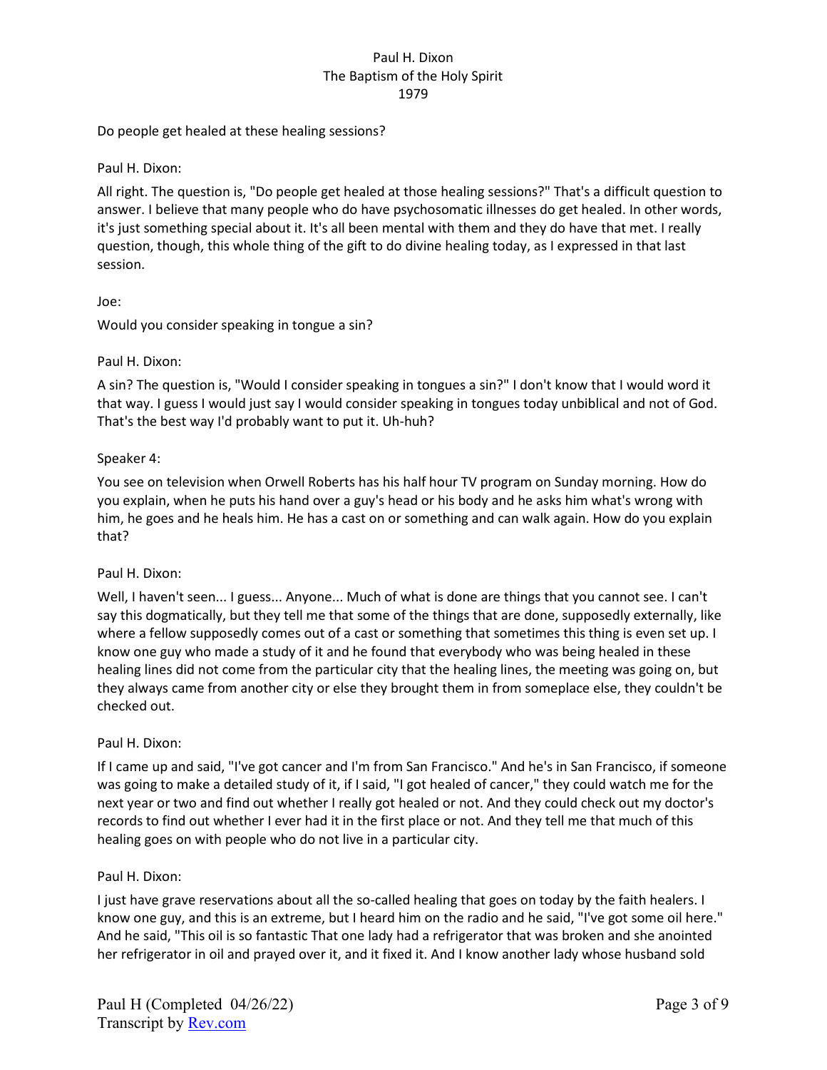Do people get healed at these healing sessions?

Paul H. Dixon:

All right. The question is, "Do people get healed at those healing sessions?" That's a difficult question to answer. I believe that many people who do have psychosomatic illnesses do get healed. In other words, it's just something special about it. It's all been mental with them and they do have that met. I really question, though, this whole thing of the gift to do divine healing today, as I expressed in that last session.

Joe:

Would you consider speaking in tongue a sin?

Paul H. Dixon:

A sin? The question is, "Would I consider speaking in tongues a sin?" I don't know that I would word it that way. I guess I would just say I would consider speaking in tongues today unbiblical and not of God. That's the best way I'd probably want to put it. Uh-huh?

Speaker 4:

You see on television when Orwell Roberts has his half hour TV program on Sunday morning. How do you explain, when he puts his hand over a guy's head or his body and he asks him what's wrong with him, he goes and he heals him. He has a cast on or something and can walk again. How do you explain that?

Paul H. Dixon:

Well, I haven't seen... I guess... Anyone... Much of what is done are things that you cannot see. I can't say this dogmatically, but they tell me that some of the things that are done, supposedly externally, like where a fellow supposedly comes out of a cast or something that sometimes this thing is even set up. I know one guy who made a study of it and he found that everybody who was being healed in these healing lines did not come from the particular city that the healing lines, the meeting was going on, but they always came from another city or else they brought them in from someplace else, they couldn't be checked out.

Paul H. Dixon:

If I came up and said, "I've got cancer and I'm from San Francisco." And he's in San Francisco, if someone was going to make a detailed study of it, if I said, "I got healed of cancer," they could watch me for the next year or two and find out whether I really got healed or not. And they could check out my doctor's records to find out whether I ever had it in the first place or not. And they tell me that much of this healing goes on with people who do not live in a particular city.

Paul H. Dixon:

I just have grave reservations about all the so-called healing that goes on today by the faith healers. I know one guy, and this is an extreme, but I heard him on the radio and he said, "I've got some oil here." And he said, "This oil is so fantastic That one lady had a refrigerator that was broken and she anointed her refrigerator in oil and prayed over it, and it fixed it. And I know another lady whose husband sold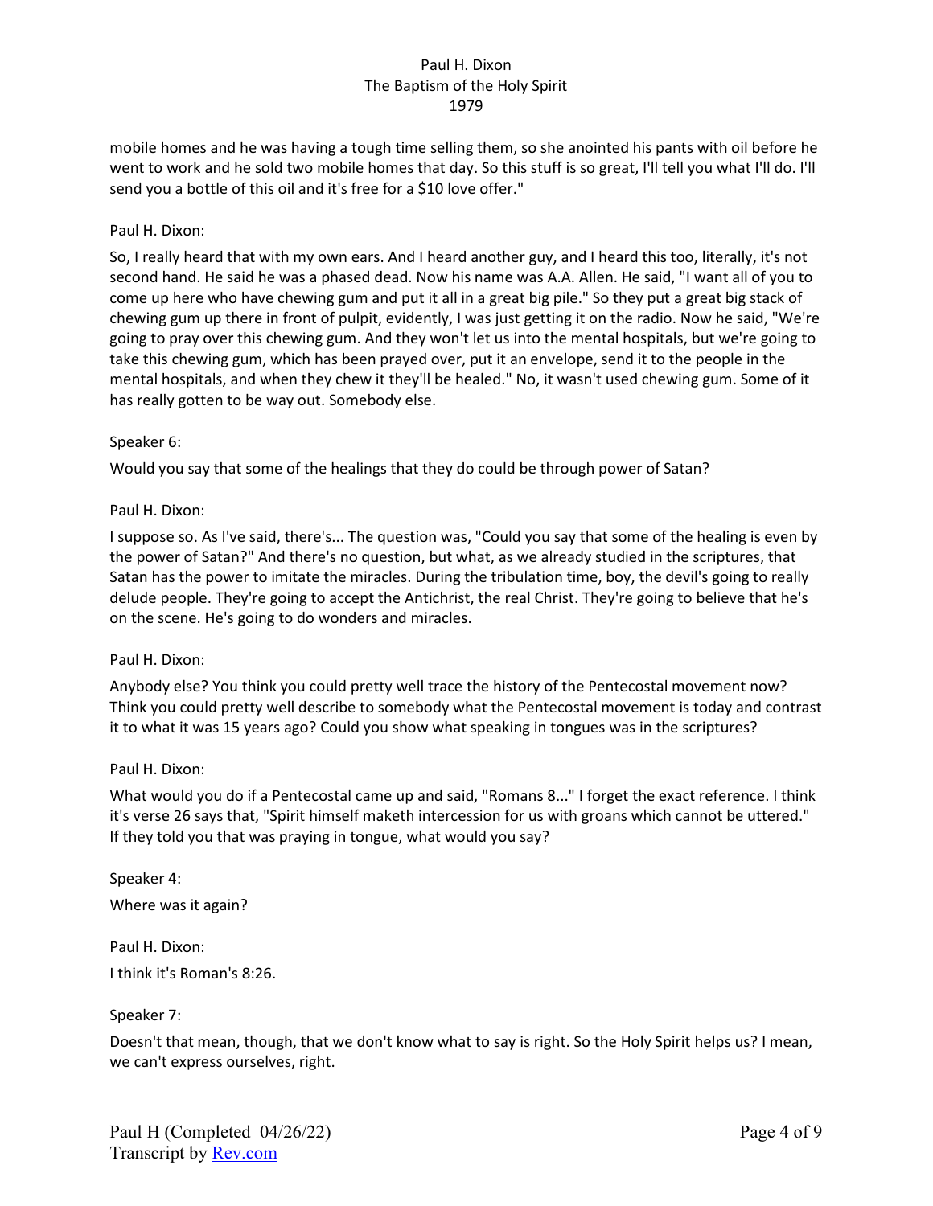mobile homes and he was having a tough time selling them, so she anointed his pants with oil before he went to work and he sold two mobile homes that day. So this stuff is so great, I'll tell you what I'll do. I'll send you a bottle of this oil and it's free for a $10 love offer."

Paul H. Dixon:

So, I really heard that with my own ears. And I heard another guy, and I heard this too, literally, it's not second hand. He said he was a phased dead. Now his name was A.A. Allen. He said, "I want all of you to come up here who have chewing gum and put it all in a great big pile." So they put a great big stack of chewing gum up there in front of pulpit, evidently, I was just getting it on the radio. Now he said, "We're going to pray over this chewing gum. And they won't let us into the mental hospitals, but we're going to take this chewing gum, which has been prayed over, put it an envelope, send it to the people in the mental hospitals, and when they chew it they'll be healed." No, it wasn't used chewing gum. Some of it has really gotten to be way out. Somebody else.

Speaker 6:

Would you say that some of the healings that they do could be through power of Satan?

Paul H. Dixon:

I suppose so. As I've said, there's... The question was, "Could you say that some of the healing is even by the power of Satan?" And there's no question, but what, as we already studied in the scriptures, that Satan has the power to imitate the miracles. During the tribulation time, boy, the devil's going to really delude people. They're going to accept the Antichrist, the real Christ. They're going to believe that he's on the scene. He's going to do wonders and miracles.

Paul H. Dixon:

Anybody else? You think you could pretty well trace the history of the Pentecostal movement now? Think you could pretty well describe to somebody what the Pentecostal movement is today and contrast it to what it was 15 years ago? Could you show what speaking in tongues was in the scriptures?

Paul H. Dixon:

What would you do if a Pentecostal came up and said, "Romans 8..." I forget the exact reference. I think it's verse 26 says that, "Spirit himself maketh intercession for us with groans which cannot be uttered." If they told you that was praying in tongue, what would you say?

Speaker 4:

Where was it again?

Paul H. Dixon:

I think it's Roman's 8:26.

Speaker 7:

Doesn't that mean, though, that we don't know what to say is right. So the Holy Spirit helps us? I mean, we can't express ourselves, right.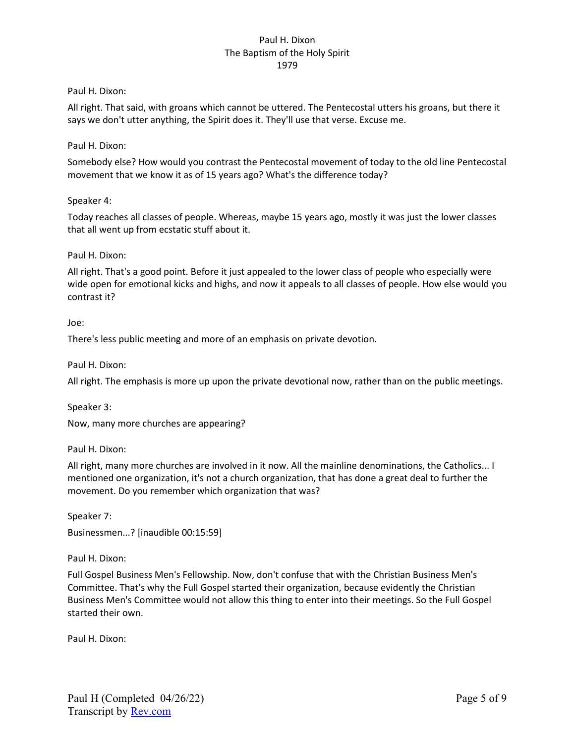Paul H. Dixon:

All right. That said, with groans which cannot be uttered. The Pentecostal utters his groans, but there it says we don't utter anything, the Spirit does it. They'll use that verse. Excuse me.

Paul H. Dixon:

Somebody else? How would you contrast the Pentecostal movement of today to the old line Pentecostal movement that we know it as of 15 years ago? What's the difference today?

Speaker 4:

Today reaches all classes of people. Whereas, maybe 15 years ago, mostly it was just the lower classes that all went up from ecstatic stuff about it.

Paul H. Dixon:

All right. That's a good point. Before it just appealed to the lower class of people who especially were wide open for emotional kicks and highs, and now it appeals to all classes of people. How else would you contrast it?

Joe:

There's less public meeting and more of an emphasis on private devotion.

Paul H. Dixon:

All right. The emphasis is more up upon the private devotional now, rather than on the public meetings.

Speaker 3:

Now, many more churches are appearing?

Paul H. Dixon:

All right, many more churches are involved in it now. All the mainline denominations, the Catholics... I mentioned one organization, it's not a church organization, that has done a great deal to further the movement. Do you remember which organization that was?

Speaker 7:

Businessmen...? [inaudible 00:15:59]

Paul H. Dixon:

Full Gospel Business Men's Fellowship. Now, don't confuse that with the Christian Business Men's Committee. That's why the Full Gospel started their organization, because evidently the Christian Business Men's Committee would not allow this thing to enter into their meetings. So the Full Gospel started their own.

Paul H. Dixon: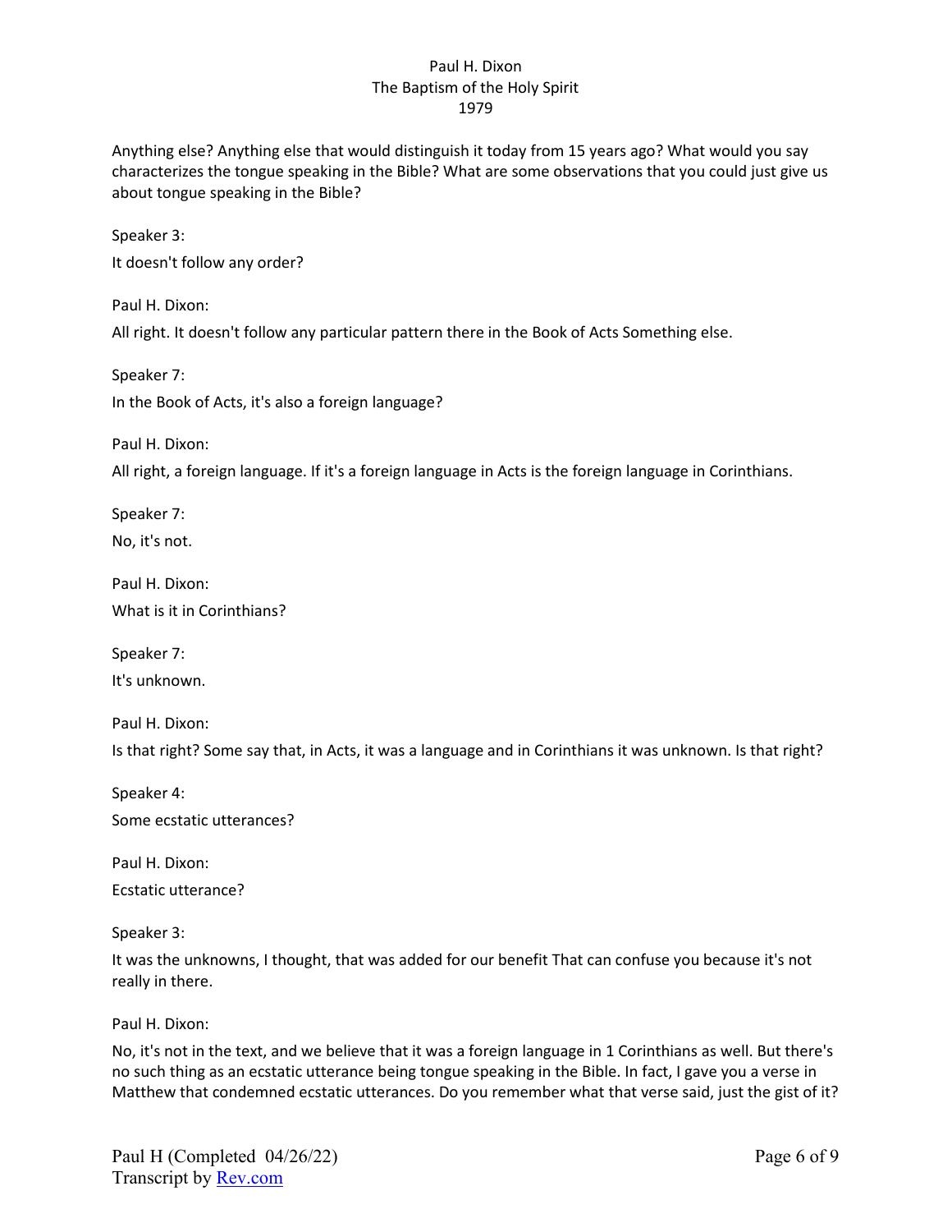Anything else? Anything else that would distinguish it today from 15 years ago? What would you say characterizes the tongue speaking in the Bible? What are some observations that you could just give us about tongue speaking in the Bible?

Speaker 3:

It doesn't follow any order?

Paul H. Dixon:

All right. It doesn't follow any particular pattern there in the Book of Acts Something else.

Speaker 7:

In the Book of Acts, it's also a foreign language?

Paul H. Dixon:

All right, a foreign language. If it's a foreign language in Acts is the foreign language in Corinthians.

Speaker 7:

No, it's not.

Paul H. Dixon:

What is it in Corinthians?

Speaker 7:

It's unknown.

Paul H. Dixon:

Is that right? Some say that, in Acts, it was a language and in Corinthians it was unknown. Is that right?

Speaker 4:

Some ecstatic utterances?

Paul H. Dixon:

Ecstatic utterance?

Speaker 3:

It was the unknowns, I thought, that was added for our benefit That can confuse you because it's not really in there.

Paul H. Dixon:

No, it's not in the text, and we believe that it was a foreign language in 1 Corinthians as well. But there's no such thing as an ecstatic utterance being tongue speaking in the Bible. In fact, I gave you a verse in Matthew that condemned ecstatic utterances. Do you remember what that verse said, just the gist of it?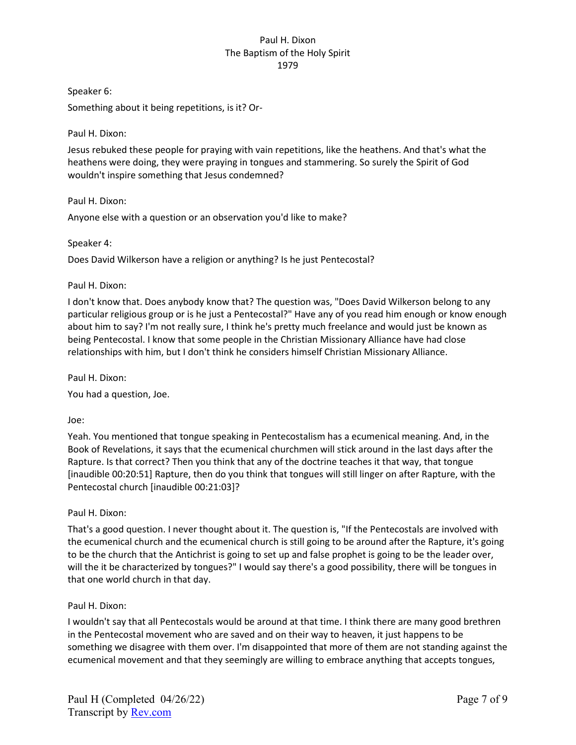Speaker 6:

Something about it being repetitions, is it? Or-

Paul H. Dixon:

Jesus rebuked these people for praying with vain repetitions, like the heathens. And that's what the heathens were doing, they were praying in tongues and stammering. So surely the Spirit of God wouldn't inspire something that Jesus condemned?

Paul H. Dixon:

Anyone else with a question or an observation you'd like to make?

Speaker 4:

Does David Wilkerson have a religion or anything? Is he just Pentecostal?

Paul H. Dixon:

I don't know that. Does anybody know that? The question was, "Does David Wilkerson belong to any particular religious group or is he just a Pentecostal?" Have any of you read him enough or know enough about him to say? I'm not really sure, I think he's pretty much freelance and would just be known as being Pentecostal. I know that some people in the Christian Missionary Alliance have had close relationships with him, but I don't think he considers himself Christian Missionary Alliance.

Paul H. Dixon:

You had a question, Joe.

Joe:

Yeah. You mentioned that tongue speaking in Pentecostalism has a ecumenical meaning. And, in the Book of Revelations, it says that the ecumenical churchmen will stick around in the last days after the Rapture. Is that correct? Then you think that any of the doctrine teaches it that way, that tongue [inaudible 00:20:51] Rapture, then do you think that tongues will still linger on after Rapture, with the Pentecostal church [inaudible 00:21:03]?

Paul H. Dixon:

That's a good question. I never thought about it. The question is, "If the Pentecostals are involved with the ecumenical church and the ecumenical church is still going to be around after the Rapture, it's going to be the church that the Antichrist is going to set up and false prophet is going to be the leader over, will the it be characterized by tongues?" I would say there's a good possibility, there will be tongues in that one world church in that day.

Paul H. Dixon:

I wouldn't say that all Pentecostals would be around at that time. I think there are many good brethren in the Pentecostal movement who are saved and on their way to heaven, it just happens to be something we disagree with them over. I'm disappointed that more of them are not standing against the ecumenical movement and that they seemingly are willing to embrace anything that accepts tongues,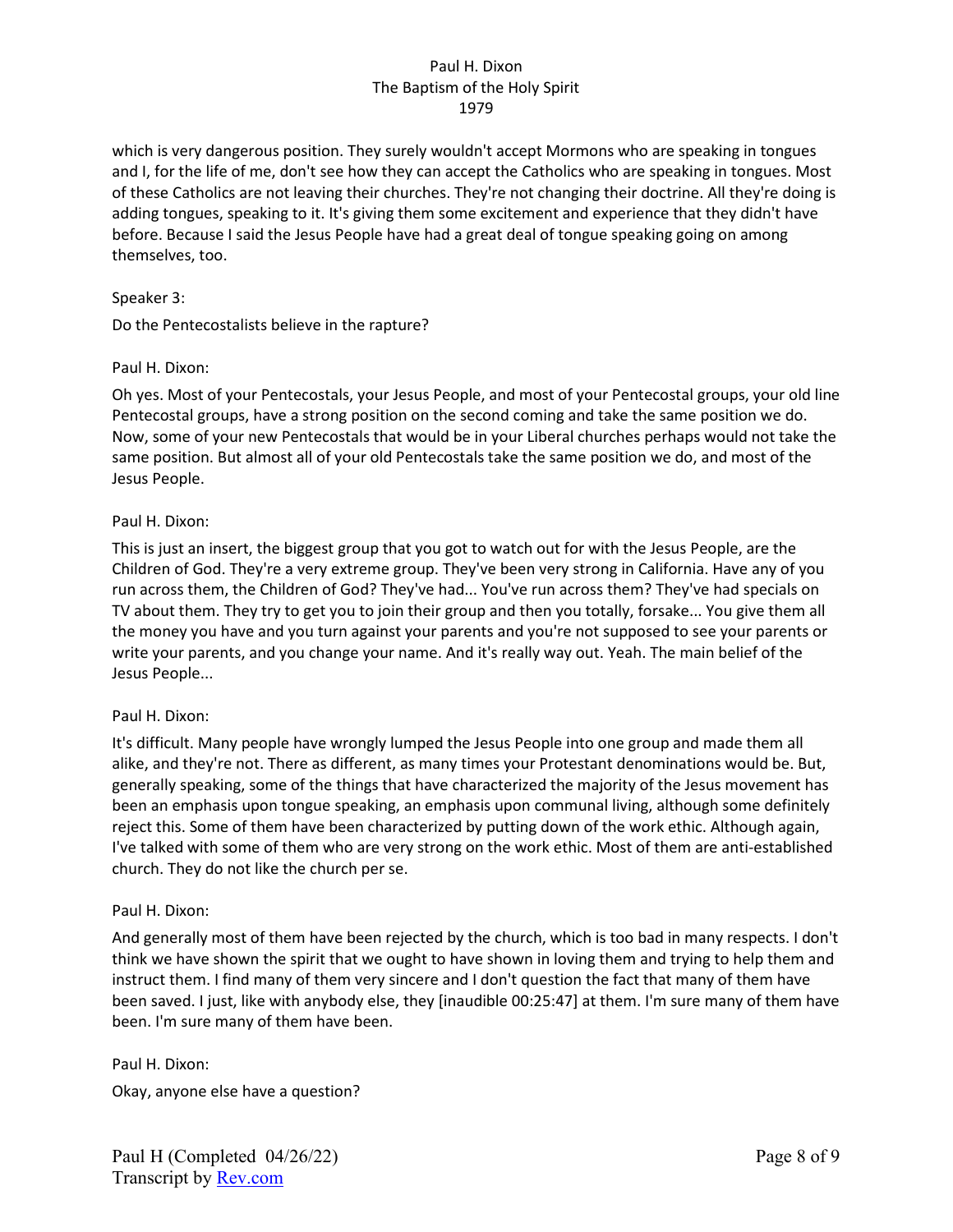which is very dangerous position. They surely wouldn't accept Mormons who are speaking in tongues and I, for the life of me, don't see how they can accept the Catholics who are speaking in tongues. Most of these Catholics are not leaving their churches. They're not changing their doctrine. All they're doing is adding tongues, speaking to it. It's giving them some excitement and experience that they didn't have before. Because I said the Jesus People have had a great deal of tongue speaking going on among themselves, too.

Speaker 3:

Do the Pentecostalists believe in the rapture?

Paul H. Dixon:

Oh yes. Most of your Pentecostals, your Jesus People, and most of your Pentecostal groups, your old line Pentecostal groups, have a strong position on the second coming and take the same position we do. Now, some of your new Pentecostals that would be in your Liberal churches perhaps would not take the same position. But almost all of your old Pentecostals take the same position we do, and most of the Jesus People.

Paul H. Dixon:

This is just an insert, the biggest group that you got to watch out for with the Jesus People, are the Children of God. They're a very extreme group. They've been very strong in California. Have any of you run across them, the Children of God? They've had... You've run across them? They've had specials on TV about them. They try to get you to join their group and then you totally, forsake... You give them all the money you have and you turn against your parents and you're not supposed to see your parents or write your parents, and you change your name. And it's really way out. Yeah. The main belief of the Jesus People...

Paul H. Dixon:

It's difficult. Many people have wrongly lumped the Jesus People into one group and made them all alike, and they're not. There as different, as many times your Protestant denominations would be. But, generally speaking, some of the things that have characterized the majority of the Jesus movement has been an emphasis upon tongue speaking, an emphasis upon communal living, although some definitely reject this. Some of them have been characterized by putting down of the work ethic. Although again, I've talked with some of them who are very strong on the work ethic. Most of them are anti-established church. They do not like the church per se.

Paul H. Dixon:

And generally most of them have been rejected by the church, which is too bad in many respects. I don't think we have shown the spirit that we ought to have shown in loving them and trying to help them and instruct them. I find many of them very sincere and I don't question the fact that many of them have been saved. I just, like with anybody else, they [inaudible 00:25:47] at them. I'm sure many of them have been. I'm sure many of them have been.

Paul H. Dixon:

Okay, anyone else have a question?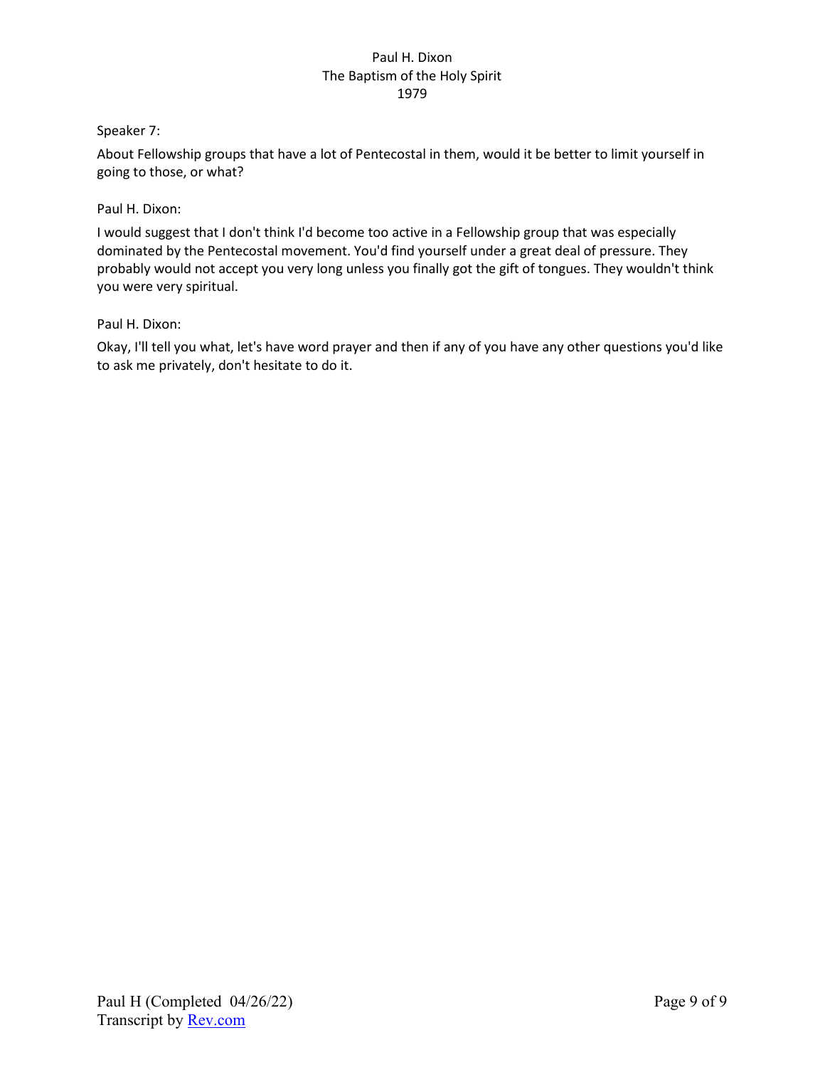Speaker 7:

About Fellowship groups that have a lot of Pentecostal in them, would it be better to limit yourself in going to those, or what?

Paul H. Dixon:

I would suggest that I don't think I'd become too active in a Fellowship group that was especially dominated by the Pentecostal movement. You'd find yourself under a great deal of pressure. They probably would not accept you very long unless you finally got the gift of tongues. They wouldn't think you were very spiritual.

Paul H. Dixon:

Okay, I'll tell you what, let's have word prayer and then if any of you have any other questions you'd like to ask me privately, don't hesitate to do it.